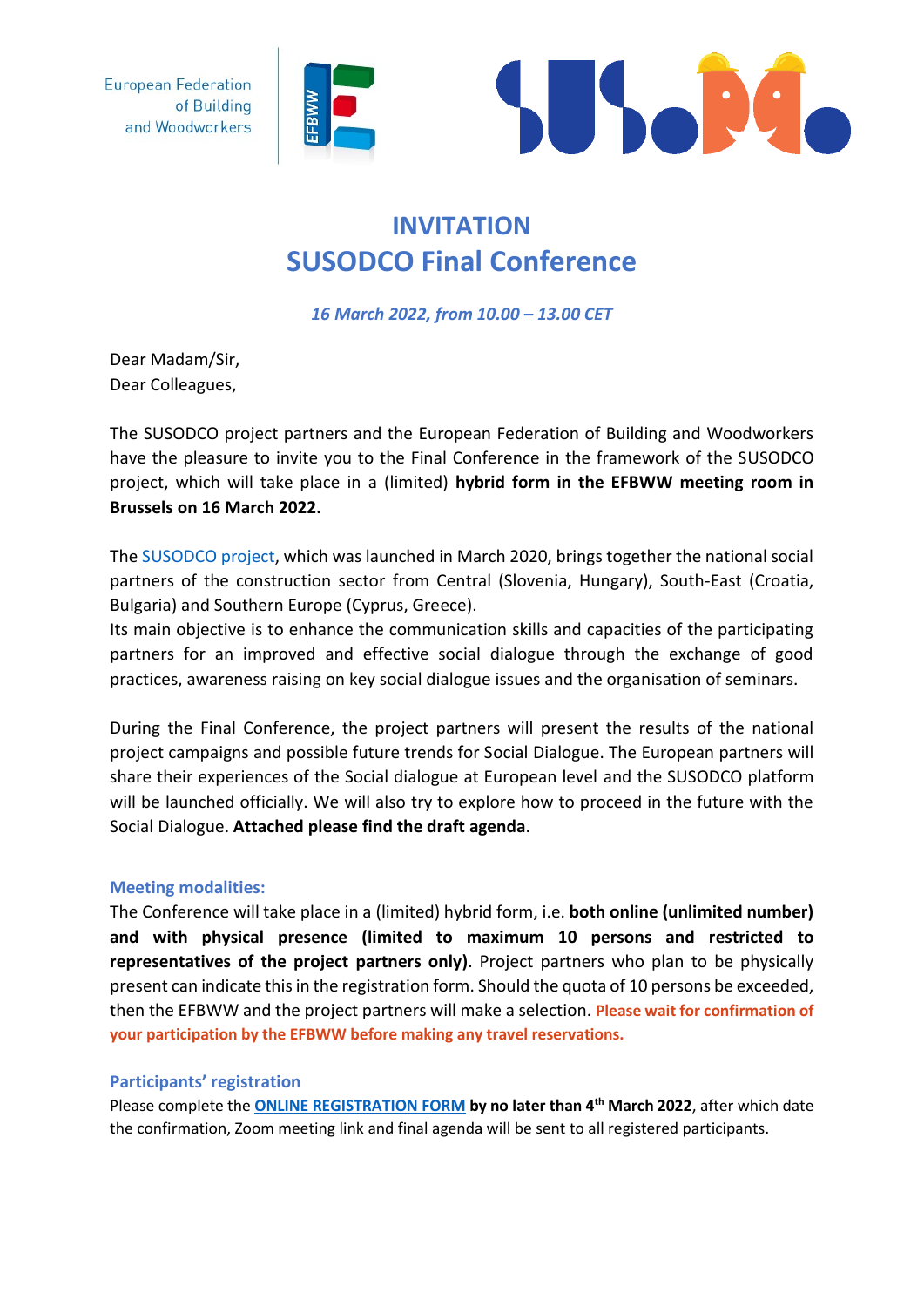European Federation of Building and Woodworkers

# INVITATION
# SUSODCO Final Conference

*16 March 2022, from 10.00 – 13.00 CET*

Dear Madam/Sir,
Dear Colleagues,

The SUSODCO project partners and the European Federation of Building and Woodworkers have the pleasure to invite you to the Final Conference in the framework of the SUSODCO project, which will take place in a (limited) **hybrid form in the EFBWW meeting room in Brussels on 16 March 2022.**

The SUSODCO project, which was launched in March 2020, brings together the national social partners of the construction sector from Central (Slovenia, Hungary), South-East (Croatia, Bulgaria) and Southern Europe (Cyprus, Greece).
Its main objective is to enhance the communication skills and capacities of the participating partners for an improved and effective social dialogue through the exchange of good practices, awareness raising on key social dialogue issues and the organisation of seminars.

During the Final Conference, the project partners will present the results of the national project campaigns and possible future trends for Social Dialogue. The European partners will share their experiences of the Social dialogue at European level and the SUSODCO platform will be launched officially. We will also try to explore how to proceed in the future with the Social Dialogue. **Attached please find the draft agenda**.

### Meeting modalities:

The Conference will take place in a (limited) hybrid form, i.e. **both online (unlimited number) and with physical presence (limited to maximum 10 persons and restricted to representatives of the project partners only)**. Project partners who plan to be physically present can indicate this in the registration form. Should the quota of 10 persons be exceeded, then the EFBWW and the project partners will make a selection. **Please wait for confirmation of your participation by the EFBWW before making any travel reservations.**

### Participants' registration

Please complete the **ONLINE REGISTRATION FORM** **by no later than 4th March 2022**, after which date the confirmation, Zoom meeting link and final agenda will be sent to all registered participants.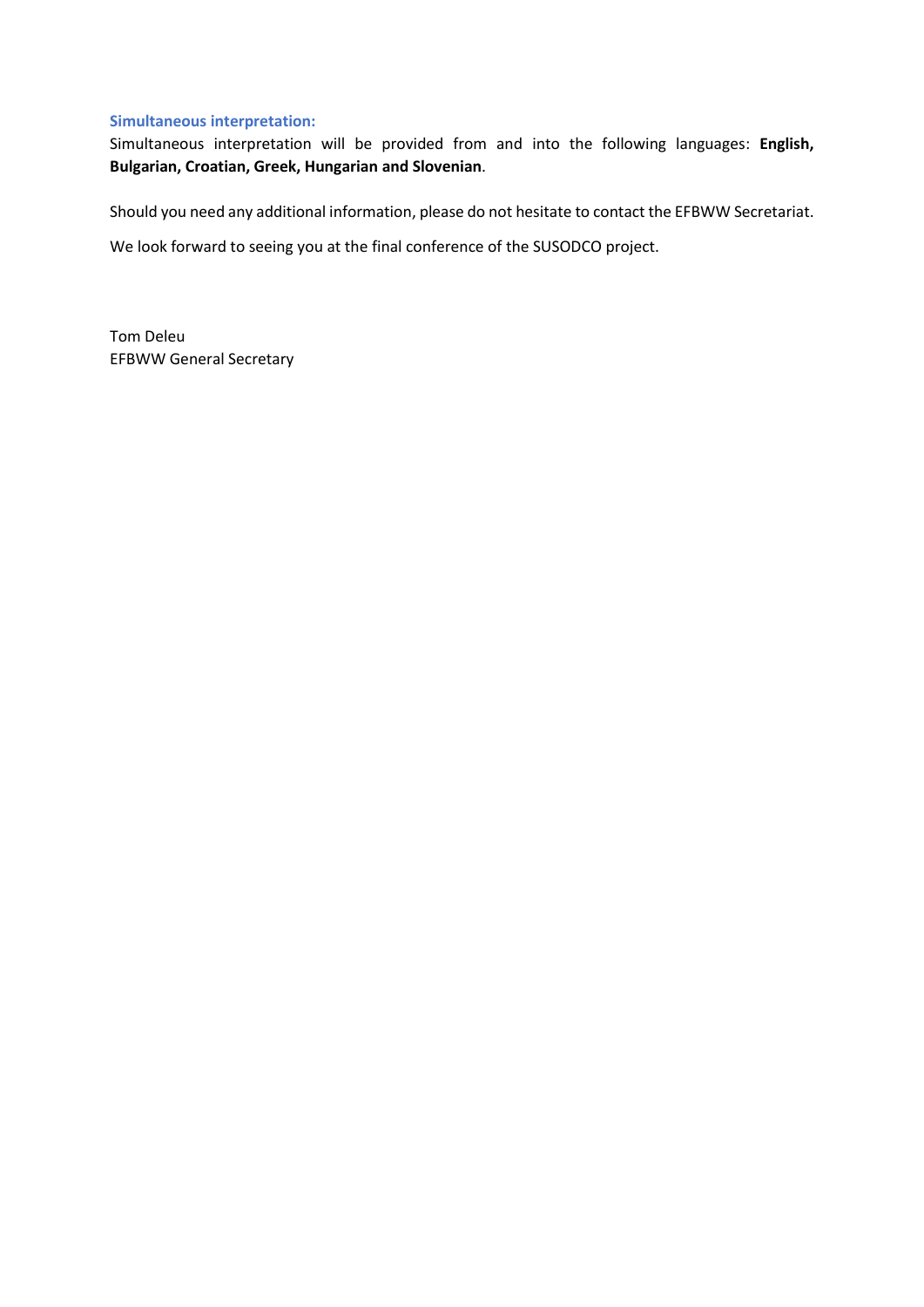### Simultaneous interpretation:

Simultaneous interpretation will be provided from and into the following languages: **English, Bulgarian, Croatian, Greek, Hungarian and Slovenian**.

Should you need any additional information, please do not hesitate to contact the EFBWW Secretariat.

We look forward to seeing you at the final conference of the SUSODCO project.

Tom Deleu  
EFBWW General Secretary